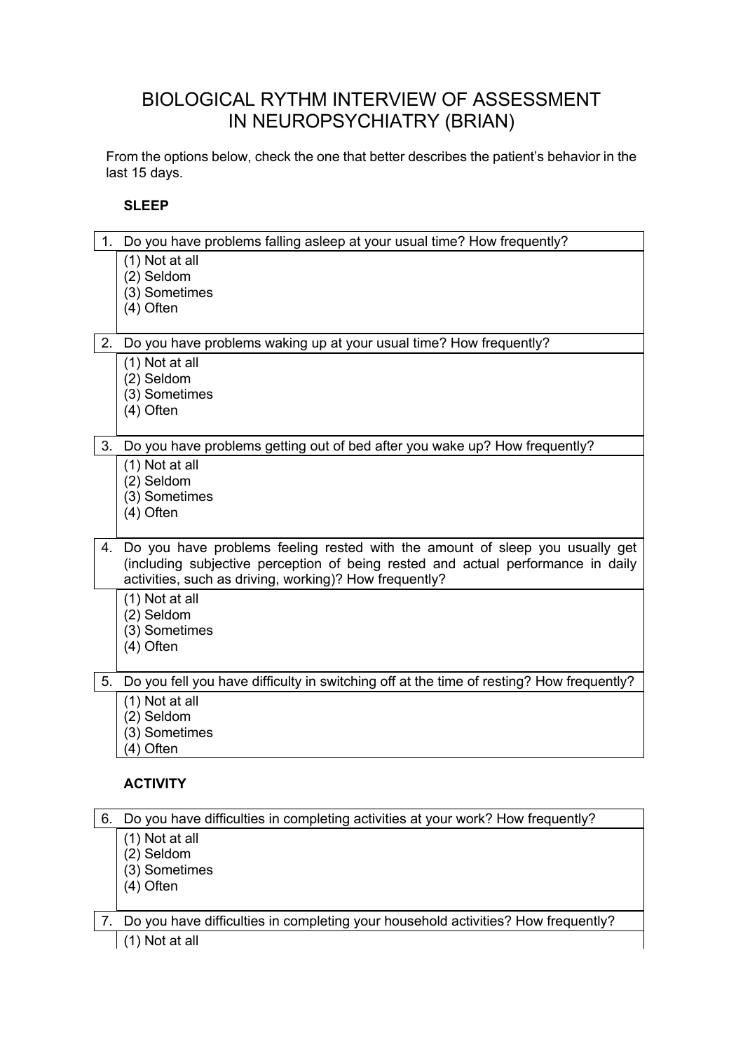# BIOLOGICAL RYTHM INTERVIEW OF ASSESSMENT IN NEUROPSYCHIATRY (BRIAN)

From the options below, check the one that better describes the patient's behavior in the last 15 days.

### SLEEP

1. Do you have problems falling asleep at your usual time? How frequently?
   - (1) Not at all
   - (2) Seldom
   - (3) Sometimes
   - (4) Often

2. Do you have problems waking up at your usual time? How frequently?
   - (1) Not at all
   - (2) Seldom
   - (3) Sometimes
   - (4) Often

3. Do you have problems getting out of bed after you wake up? How frequently?
   - (1) Not at all
   - (2) Seldom
   - (3) Sometimes
   - (4) Often

4. Do you have problems feeling rested with the amount of sleep you usually get (including subjective perception of being rested and actual performance in daily activities, such as driving, working)? How frequently?
   - (1) Not at all
   - (2) Seldom
   - (3) Sometimes
   - (4) Often

5. Do you fell you have difficulty in switching off at the time of resting? How frequently?
   - (1) Not at all
   - (2) Seldom
   - (3) Sometimes
   - (4) Often

### ACTIVITY

6. Do you have difficulties in completing activities at your work? How frequently?
   - (1) Not at all
   - (2) Seldom
   - (3) Sometimes
   - (4) Often

7. Do you have difficulties in completing your household activities? How frequently?
   - (1) Not at all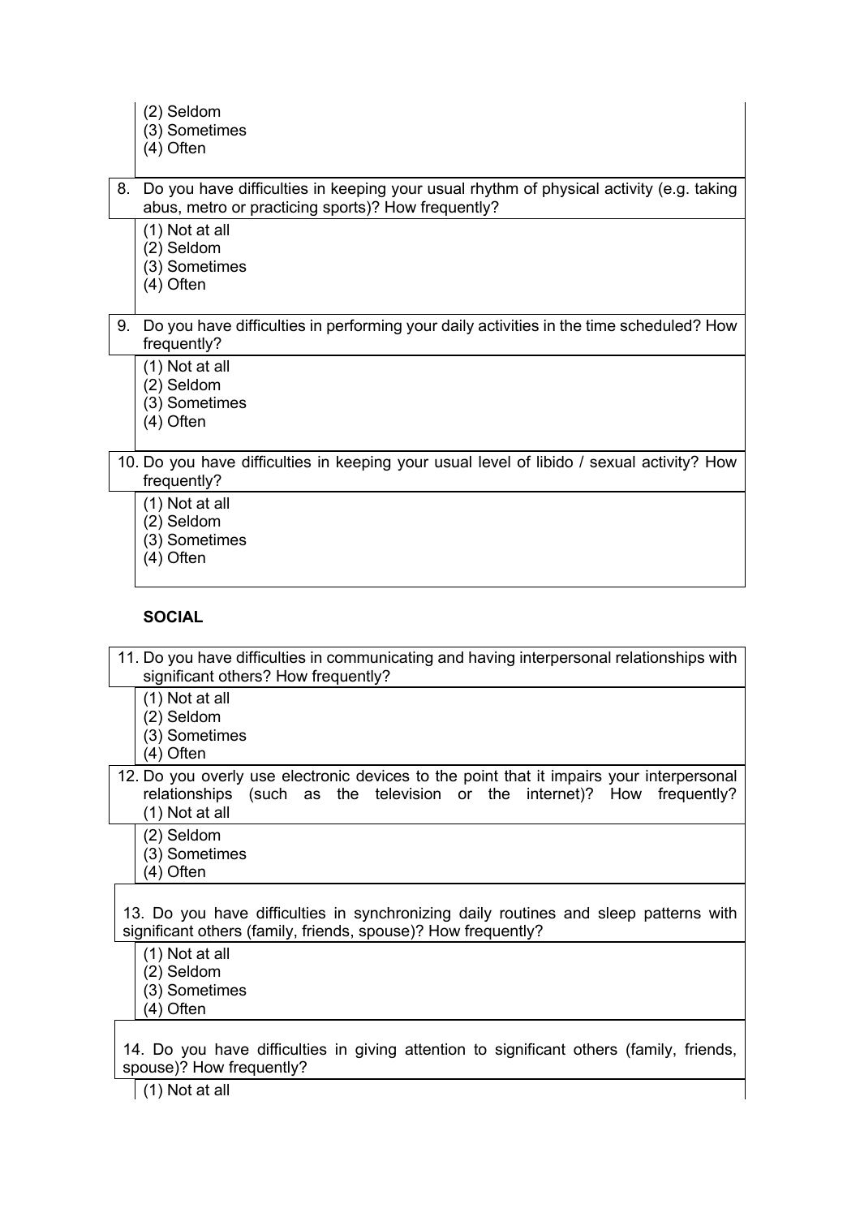(2) Seldom
(3) Sometimes
(4) Often

8. Do you have difficulties in keeping your usual rhythm of physical activity (e.g. taking abus, metro or practicing sports)? How frequently?

(1) Not at all
(2) Seldom
(3) Sometimes
(4) Often

9. Do you have difficulties in performing your daily activities in the time scheduled? How frequently?

(1) Not at all
(2) Seldom
(3) Sometimes
(4) Often

10. Do you have difficulties in keeping your usual level of libido / sexual activity? How frequently?

(1) Not at all
(2) Seldom
(3) Sometimes
(4) Often

**SOCIAL**

11. Do you have difficulties in communicating and having interpersonal relationships with significant others? How frequently?

(1) Not at all
(2) Seldom
(3) Sometimes
(4) Often

12. Do you overly use electronic devices to the point that it impairs your interpersonal relationships (such as the television or the internet)? How frequently?
(1) Not at all
(2) Seldom
(3) Sometimes
(4) Often

13. Do you have difficulties in synchronizing daily routines and sleep patterns with significant others (family, friends, spouse)? How frequently?

(1) Not at all
(2) Seldom
(3) Sometimes
(4) Often

14. Do you have difficulties in giving attention to significant others (family, friends, spouse)? How frequently?

(1) Not at all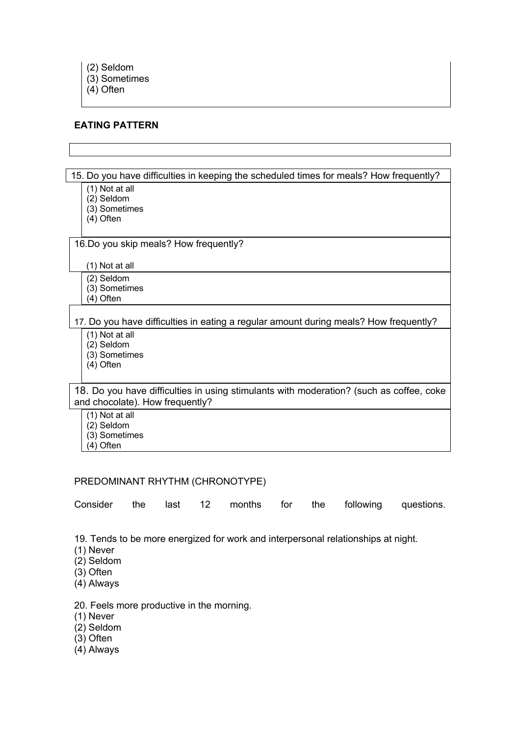(2) Seldom
(3) Sometimes
(4) Often

**EATING PATTERN**

15. Do you have difficulties in keeping the scheduled times for meals? How frequently?

(1) Not at all
(2) Seldom
(3) Sometimes
(4) Often

16. Do you skip meals? How frequently?

(1) Not at all
(2) Seldom
(3) Sometimes
(4) Often

17. Do you have difficulties in eating a regular amount during meals? How frequently?

(1) Not at all
(2) Seldom
(3) Sometimes
(4) Often

18. Do you have difficulties in using stimulants with moderation? (such as coffee, coke and chocolate). How frequently?

(1) Not at all
(2) Seldom
(3) Sometimes
(4) Often

PREDOMINANT RHYTHM (CHRONOTYPE)

Consider the last 12 months for the following questions.

19. Tends to be more energized for work and interpersonal relationships at night.
(1) Never
(2) Seldom
(3) Often
(4) Always

20. Feels more productive in the morning.
(1) Never
(2) Seldom
(3) Often
(4) Always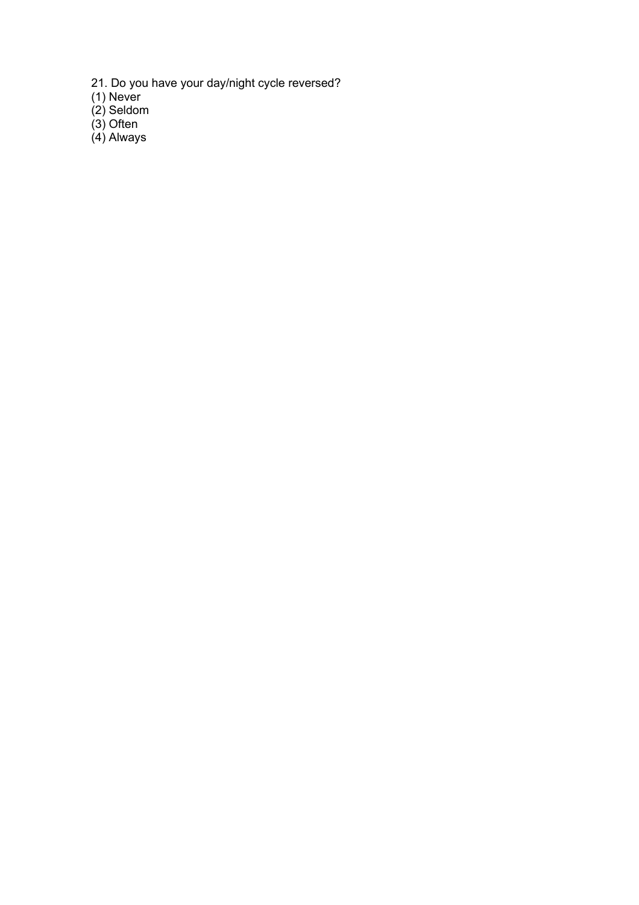21. Do you have your day/night cycle reversed?
(1) Never
(2) Seldom
(3) Often
(4) Always